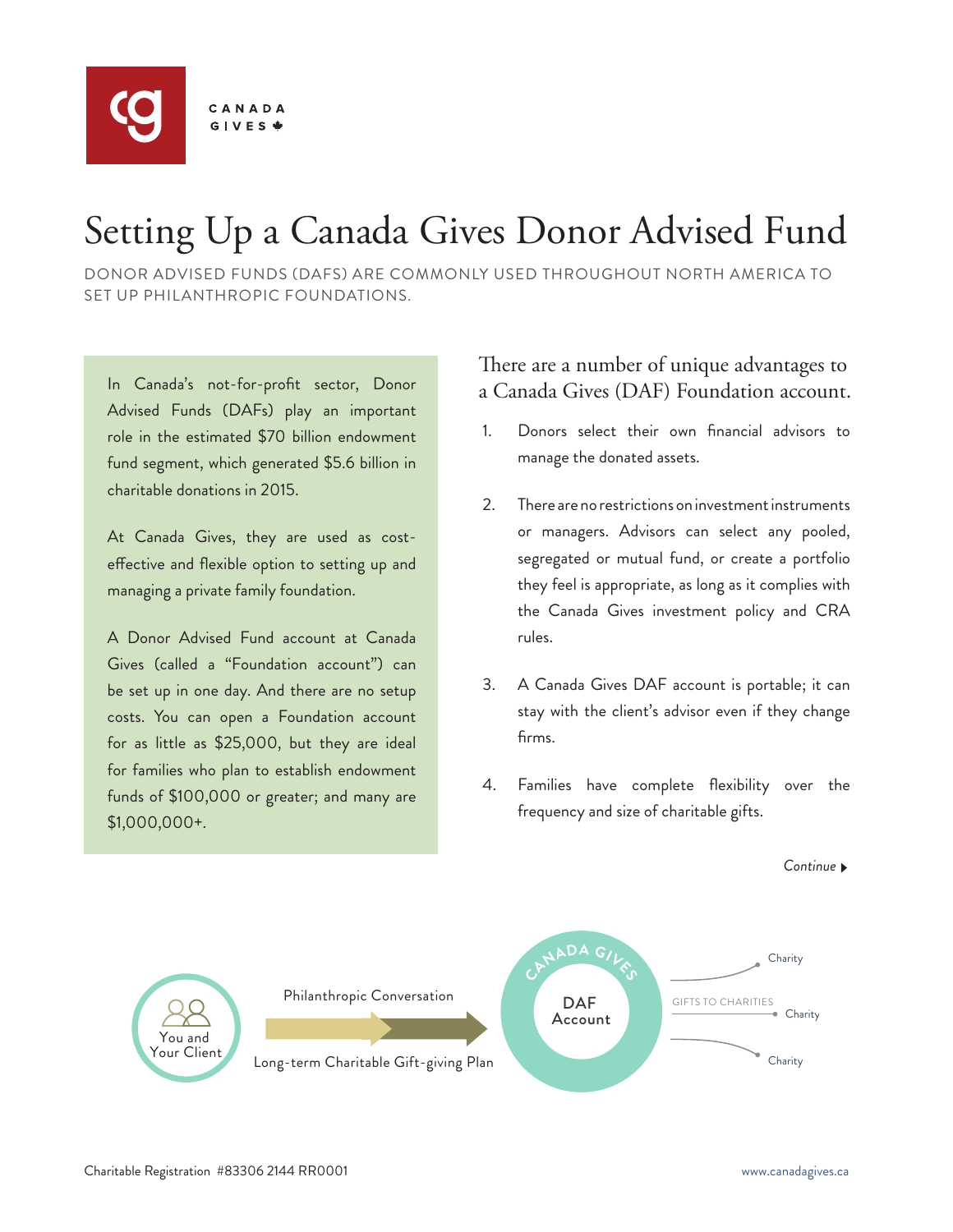CANADA GIVES

# Setting Up a Canada Gives Donor Advised Fund

DONOR ADVISED FUNDS (DAFS) ARE COMMONLY USED THROUGHOUT NORTH AMERICA TO SET UP PHILANTHROPIC FOUNDATIONS.

In Canada's not-for-profit sector, Donor Advised Funds (DAFs) play an important role in the estimated $70 billion endowment fund segment, which generated $5.6 billion in charitable donations in 2015.

At Canada Gives, they are used as cost-effective and flexible option to setting up and managing a private family foundation.

A Donor Advised Fund account at Canada Gives (called a "Foundation account") can be set up in one day. And there are no setup costs. You can open a Foundation account for as little as $25,000, but they are ideal for families who plan to establish endowment funds of $100,000 or greater; and many are $1,000,000+.

## There are a number of unique advantages to a Canada Gives (DAF) Foundation account.

1. Donors select their own financial advisors to manage the donated assets.
2. There are no restrictions on investment instruments or managers. Advisors can select any pooled, segregated or mutual fund, or create a portfolio they feel is appropriate, as long as it complies with the Canada Gives investment policy and CRA rules.
3. A Canada Gives DAF account is portable; it can stay with the client's advisor even if they change firms.
4. Families have complete flexibility over the frequency and size of charitable gifts.

*Continue* ▸

You and Your Client → Philanthropic Conversation / Long-term Charitable Gift-giving Plan → CANADA GIVES DAF Account → GIFTS TO CHARITIES → Charity, Charity, Charity

Charitable Registration #83306 2144 RR0001

www.canadagives.ca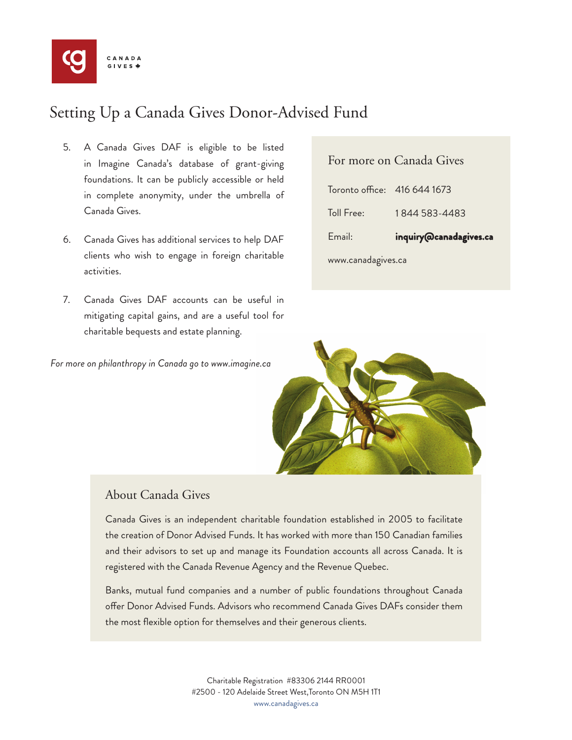CANADA GIVES

# Setting Up a Canada Gives Donor-Advised Fund

5. A Canada Gives DAF is eligible to be listed in Imagine Canada's database of grant-giving foundations. It can be publicly accessible or held in complete anonymity, under the umbrella of Canada Gives.

6. Canada Gives has additional services to help DAF clients who wish to engage in foreign charitable activities.

7. Canada Gives DAF accounts can be useful in mitigating capital gains, and are a useful tool for charitable bequests and estate planning.

*For more on philanthropy in Canada go to www.imagine.ca*

## For more on Canada Gives

Toronto office: 416 644 1673

Toll Free: 1 844 583-4483

Email: **inquiry@canadagives.ca**

www.canadagives.ca

## About Canada Gives

Canada Gives is an independent charitable foundation established in 2005 to facilitate the creation of Donor Advised Funds. It has worked with more than 150 Canadian families and their advisors to set up and manage its Foundation accounts all across Canada. It is registered with the Canada Revenue Agency and the Revenue Quebec.

Banks, mutual fund companies and a number of public foundations throughout Canada offer Donor Advised Funds. Advisors who recommend Canada Gives DAFs consider them the most flexible option for themselves and their generous clients.

Charitable Registration #83306 2144 RR0001
#2500 - 120 Adelaide Street West,Toronto ON M5H 1T1
www.canadagives.ca